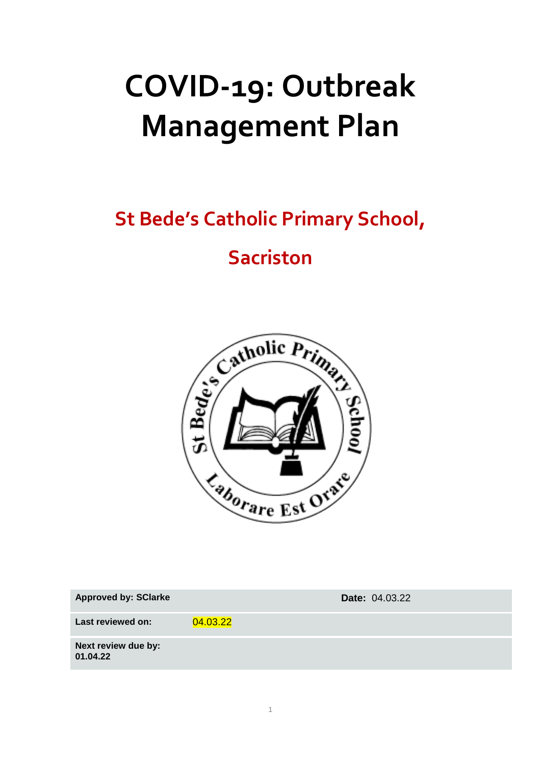# COVID-19: Outbreak Management Plan

## St Bede's Catholic Primary School, Sacriston

| Approved by: SClarke | | Date: 04.03.22 |
|---|---|---|
| Last reviewed on: | 04.03.22 | |
| Next review due by: 01.04.22 | | |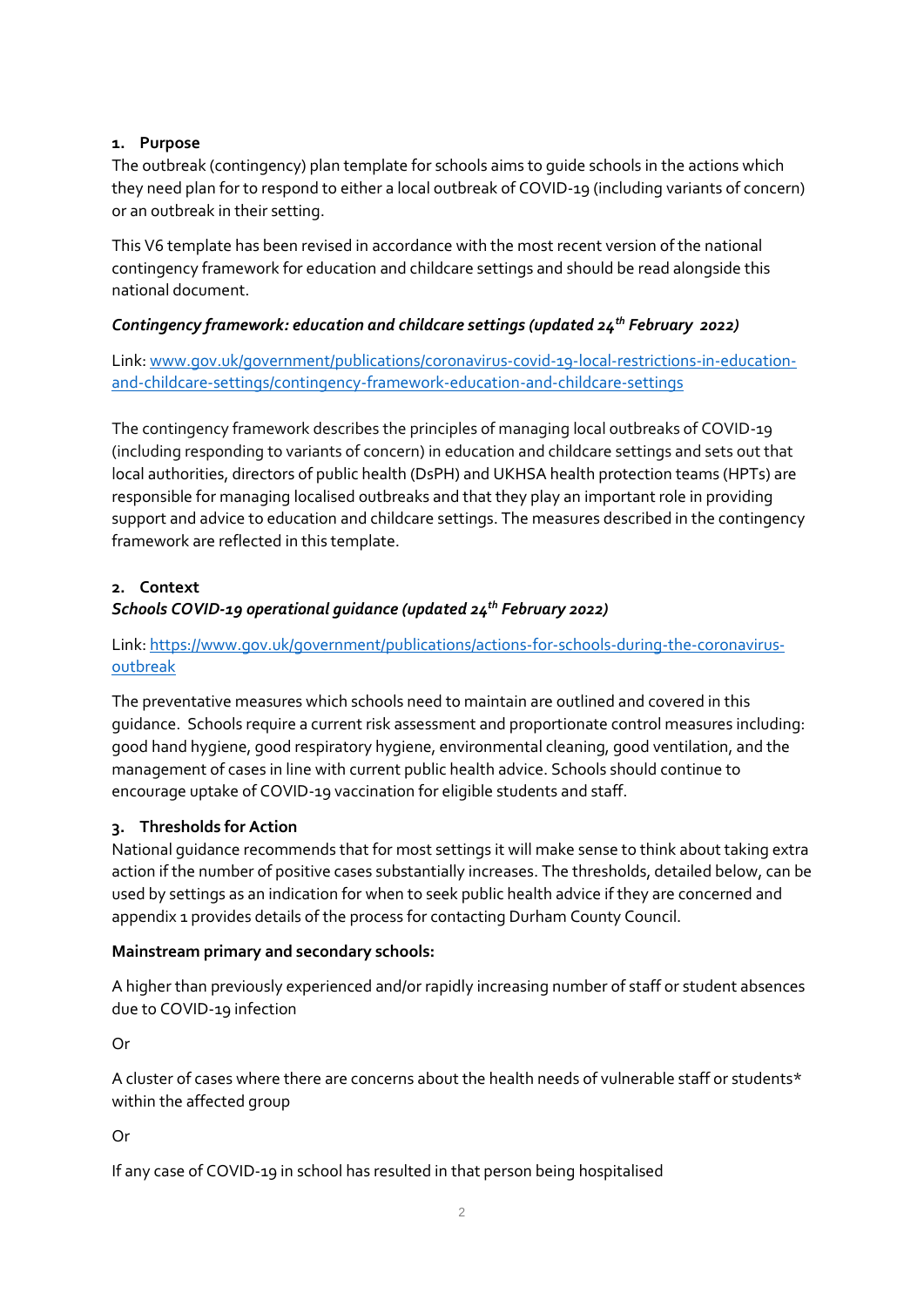## 1. Purpose

The outbreak (contingency) plan template for schools aims to guide schools in the actions which they need plan for to respond to either a local outbreak of COVID-19 (including variants of concern) or an outbreak in their setting.

This V6 template has been revised in accordance with the most recent version of the national contingency framework for education and childcare settings and should be read alongside this national document.

***Contingency framework: education and childcare settings (updated 24th February 2022)***

Link: [www.gov.uk/government/publications/coronavirus-covid-19-local-restrictions-in-education-and-childcare-settings/contingency-framework-education-and-childcare-settings](www.gov.uk/government/publications/coronavirus-covid-19-local-restrictions-in-education-and-childcare-settings/contingency-framework-education-and-childcare-settings)

The contingency framework describes the principles of managing local outbreaks of COVID-19 (including responding to variants of concern) in education and childcare settings and sets out that local authorities, directors of public health (DsPH) and UKHSA health protection teams (HPTs) are responsible for managing localised outbreaks and that they play an important role in providing support and advice to education and childcare settings. The measures described in the contingency framework are reflected in this template.

## 2. Context

***Schools COVID-19 operational guidance (updated 24th February 2022)***

Link: [https://www.gov.uk/government/publications/actions-for-schools-during-the-coronavirus-outbreak](https://www.gov.uk/government/publications/actions-for-schools-during-the-coronavirus-outbreak)

The preventative measures which schools need to maintain are outlined and covered in this guidance. Schools require a current risk assessment and proportionate control measures including: good hand hygiene, good respiratory hygiene, environmental cleaning, good ventilation, and the management of cases in line with current public health advice. Schools should continue to encourage uptake of COVID-19 vaccination for eligible students and staff.

## 3. Thresholds for Action

National guidance recommends that for most settings it will make sense to think about taking extra action if the number of positive cases substantially increases. The thresholds, detailed below, can be used by settings as an indication for when to seek public health advice if they are concerned and appendix 1 provides details of the process for contacting Durham County Council.

**Mainstream primary and secondary schools:**

A higher than previously experienced and/or rapidly increasing number of staff or student absences due to COVID-19 infection

Or

A cluster of cases where there are concerns about the health needs of vulnerable staff or students* within the affected group

Or

If any case of COVID-19 in school has resulted in that person being hospitalised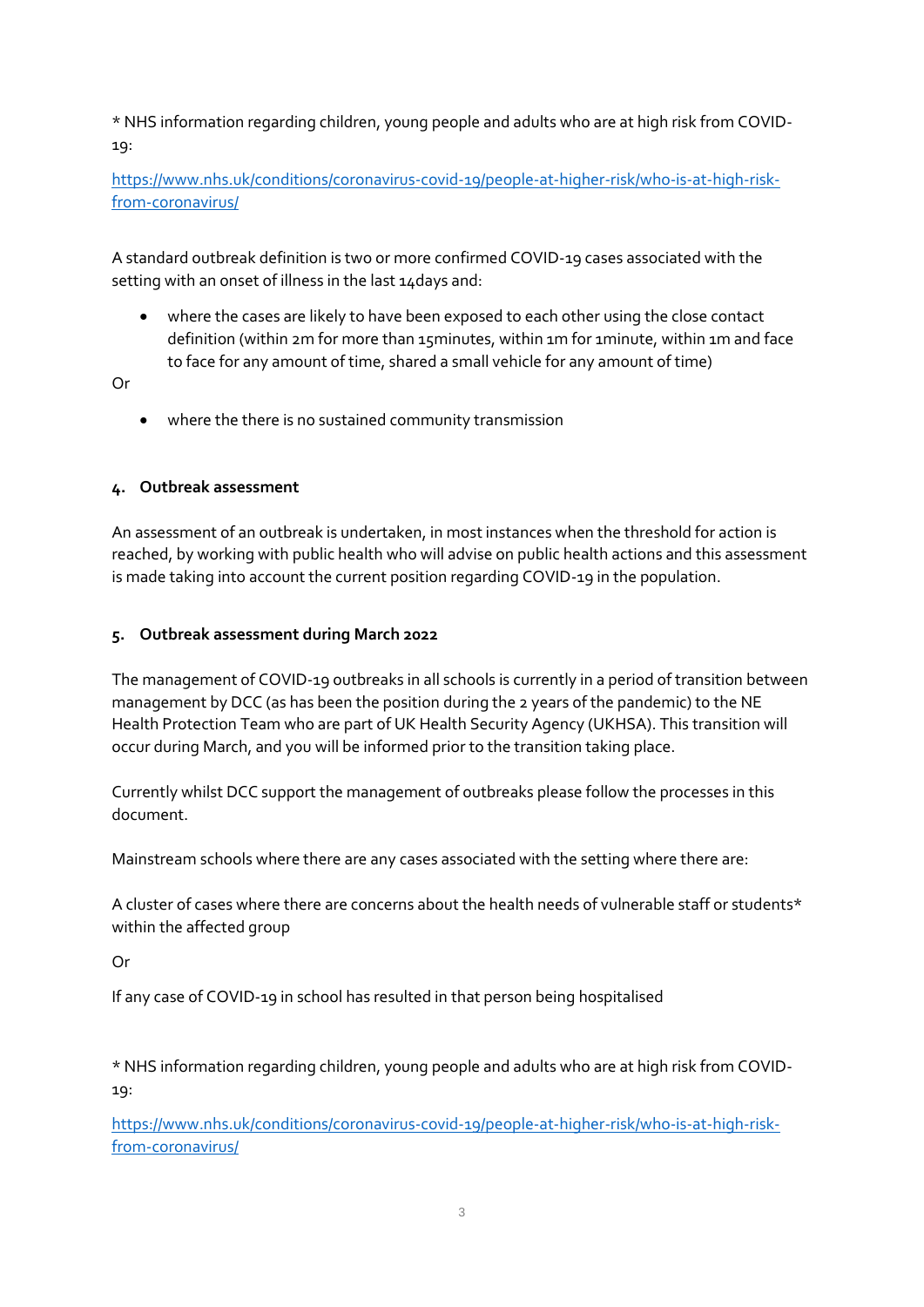* NHS information regarding children, young people and adults who are at high risk from COVID-19:

[https://www.nhs.uk/conditions/coronavirus-covid-19/people-at-higher-risk/who-is-at-high-risk-from-coronavirus/](https://www.nhs.uk/conditions/coronavirus-covid-19/people-at-higher-risk/who-is-at-high-risk-from-coronavirus/)

A standard outbreak definition is two or more confirmed COVID-19 cases associated with the setting with an onset of illness in the last 14days and:

- where the cases are likely to have been exposed to each other using the close contact definition (within 2m for more than 15minutes, within 1m for 1minute, within 1m and face to face for any amount of time, shared a small vehicle for any amount of time)

Or

- where the there is no sustained community transmission

## 4. Outbreak assessment

An assessment of an outbreak is undertaken, in most instances when the threshold for action is reached, by working with public health who will advise on public health actions and this assessment is made taking into account the current position regarding COVID-19 in the population.

## 5. Outbreak assessment during March 2022

The management of COVID-19 outbreaks in all schools is currently in a period of transition between management by DCC (as has been the position during the 2 years of the pandemic) to the NE Health Protection Team who are part of UK Health Security Agency (UKHSA). This transition will occur during March, and you will be informed prior to the transition taking place.

Currently whilst DCC support the management of outbreaks please follow the processes in this document.

Mainstream schools where there are any cases associated with the setting where there are:

A cluster of cases where there are concerns about the health needs of vulnerable staff or students* within the affected group

Or

If any case of COVID-19 in school has resulted in that person being hospitalised

* NHS information regarding children, young people and adults who are at high risk from COVID-19:

[https://www.nhs.uk/conditions/coronavirus-covid-19/people-at-higher-risk/who-is-at-high-risk-from-coronavirus/](https://www.nhs.uk/conditions/coronavirus-covid-19/people-at-higher-risk/who-is-at-high-risk-from-coronavirus/)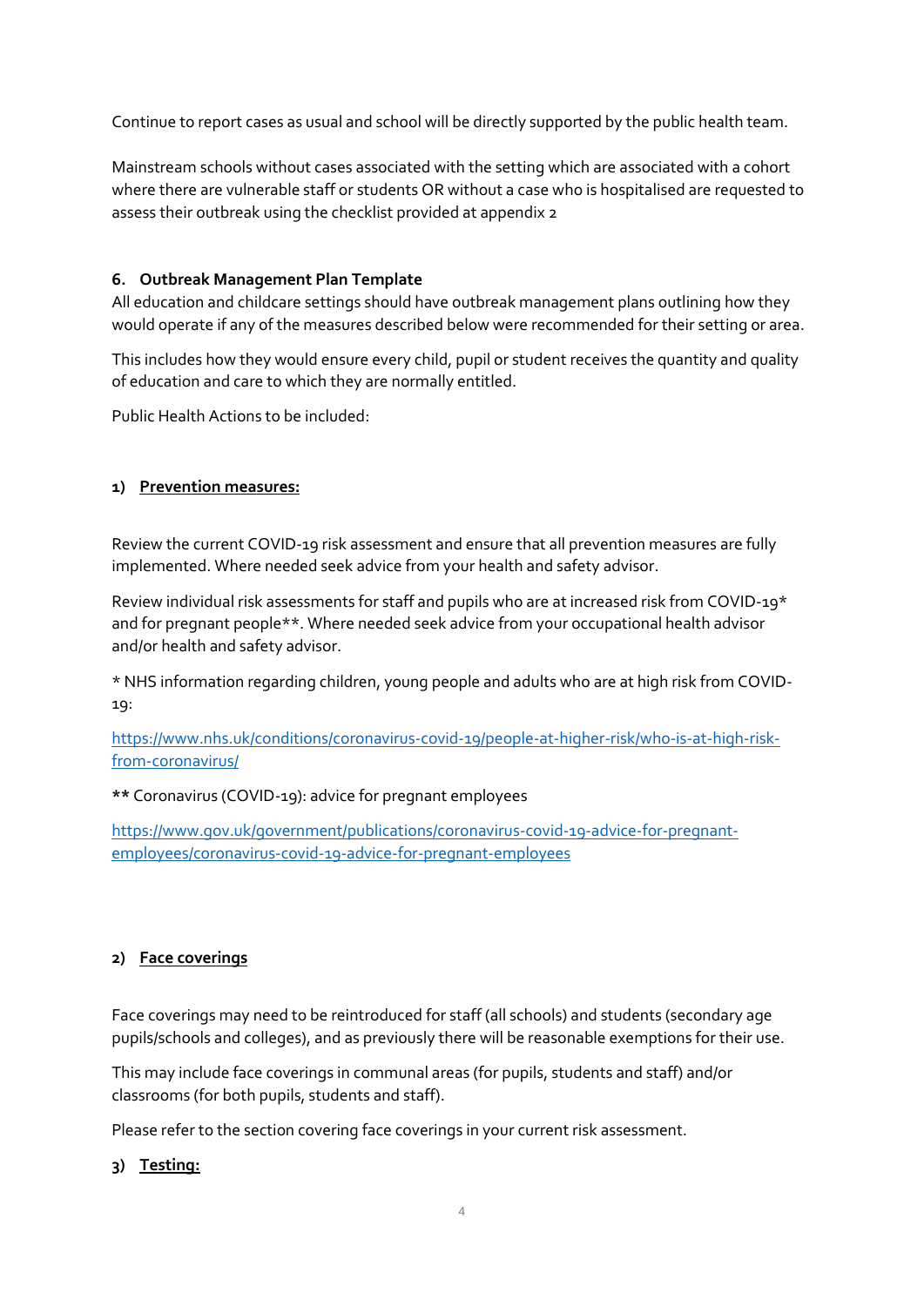Continue to report cases as usual and school will be directly supported by the public health team.

Mainstream schools without cases associated with the setting which are associated with a cohort where there are vulnerable staff or students OR without a case who is hospitalised are requested to assess their outbreak using the checklist provided at appendix 2

## 6. Outbreak Management Plan Template

All education and childcare settings should have outbreak management plans outlining how they would operate if any of the measures described below were recommended for their setting or area.

This includes how they would ensure every child, pupil or student receives the quantity and quality of education and care to which they are normally entitled.

Public Health Actions to be included:

### 1) Prevention measures:

Review the current COVID-19 risk assessment and ensure that all prevention measures are fully implemented. Where needed seek advice from your health and safety advisor.

Review individual risk assessments for staff and pupils who are at increased risk from COVID-19* and for pregnant people**. Where needed seek advice from your occupational health advisor and/or health and safety advisor.

* NHS information regarding children, young people and adults who are at high risk from COVID-19:

https://www.nhs.uk/conditions/coronavirus-covid-19/people-at-higher-risk/who-is-at-high-risk-from-coronavirus/

** Coronavirus (COVID-19): advice for pregnant employees

https://www.gov.uk/government/publications/coronavirus-covid-19-advice-for-pregnant-employees/coronavirus-covid-19-advice-for-pregnant-employees

### 2) Face coverings

Face coverings may need to be reintroduced for staff (all schools) and students (secondary age pupils/schools and colleges), and as previously there will be reasonable exemptions for their use.

This may include face coverings in communal areas (for pupils, students and staff) and/or classrooms (for both pupils, students and staff).

Please refer to the section covering face coverings in your current risk assessment.

### 3) Testing: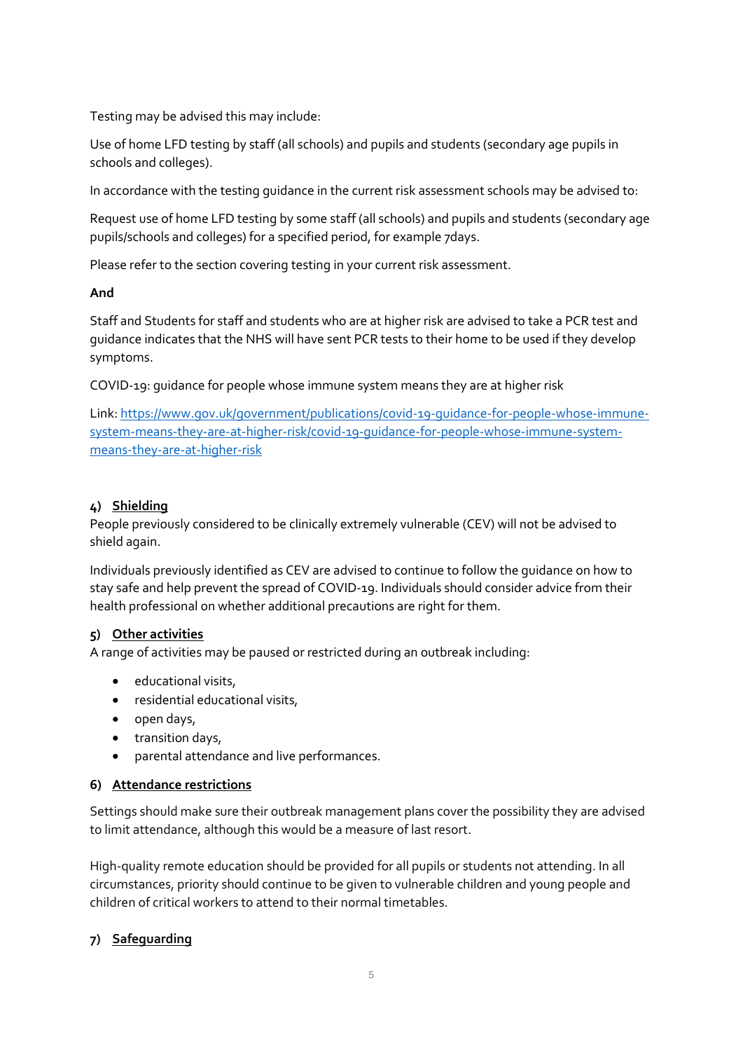Testing may be advised this may include:

Use of home LFD testing by staff (all schools) and pupils and students (secondary age pupils in schools and colleges).

In accordance with the testing guidance in the current risk assessment schools may be advised to:

Request use of home LFD testing by some staff (all schools) and pupils and students (secondary age pupils/schools and colleges) for a specified period, for example 7days.

Please refer to the section covering testing in your current risk assessment.

**And**

Staff and Students for staff and students who are at higher risk are advised to take a PCR test and guidance indicates that the NHS will have sent PCR tests to their home to be used if they develop symptoms.

COVID-19: guidance for people whose immune system means they are at higher risk

Link: [https://www.gov.uk/government/publications/covid-19-guidance-for-people-whose-immune-system-means-they-are-at-higher-risk/covid-19-guidance-for-people-whose-immune-system-means-they-are-at-higher-risk](https://www.gov.uk/government/publications/covid-19-guidance-for-people-whose-immune-system-means-they-are-at-higher-risk/covid-19-guidance-for-people-whose-immune-system-means-they-are-at-higher-risk)

## 4) Shielding

People previously considered to be clinically extremely vulnerable (CEV) will not be advised to shield again.

Individuals previously identified as CEV are advised to continue to follow the guidance on how to stay safe and help prevent the spread of COVID-19. Individuals should consider advice from their health professional on whether additional precautions are right for them.

## 5) Other activities

A range of activities may be paused or restricted during an outbreak including:

- educational visits,
- residential educational visits,
- open days,
- transition days,
- parental attendance and live performances.

## 6) Attendance restrictions

Settings should make sure their outbreak management plans cover the possibility they are advised to limit attendance, although this would be a measure of last resort.

High-quality remote education should be provided for all pupils or students not attending. In all circumstances, priority should continue to be given to vulnerable children and young people and children of critical workers to attend to their normal timetables.

## 7) Safeguarding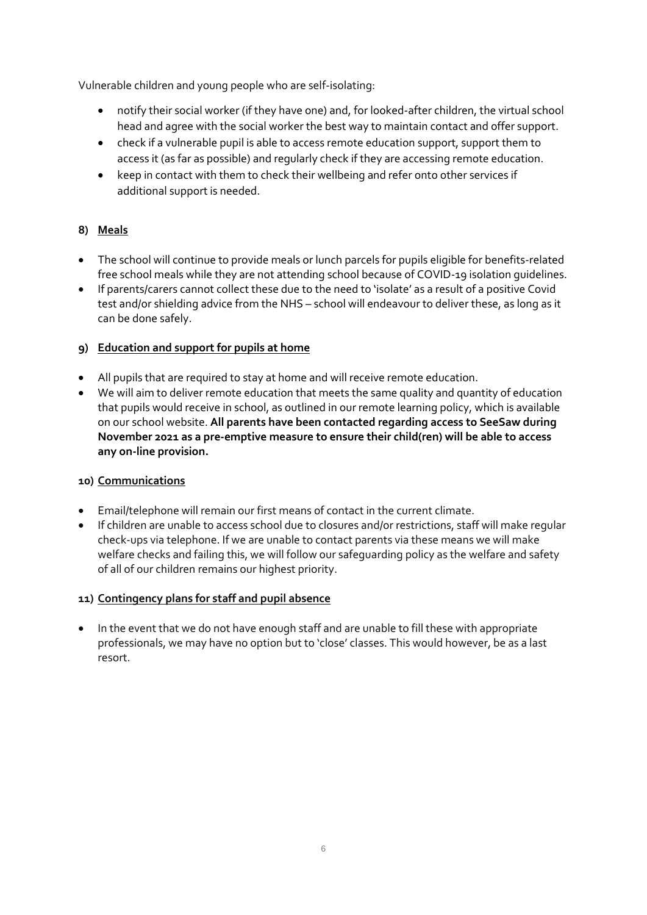Vulnerable children and young people who are self-isolating:

- notify their social worker (if they have one) and, for looked-after children, the virtual school head and agree with the social worker the best way to maintain contact and offer support.
- check if a vulnerable pupil is able to access remote education support, support them to access it (as far as possible) and regularly check if they are accessing remote education.
- keep in contact with them to check their wellbeing and refer onto other services if additional support is needed.

## 8) Meals

- The school will continue to provide meals or lunch parcels for pupils eligible for benefits-related free school meals while they are not attending school because of COVID-19 isolation guidelines.
- If parents/carers cannot collect these due to the need to 'isolate' as a result of a positive Covid test and/or shielding advice from the NHS – school will endeavour to deliver these, as long as it can be done safely.

## 9) Education and support for pupils at home

- All pupils that are required to stay at home and will receive remote education.
- We will aim to deliver remote education that meets the same quality and quantity of education that pupils would receive in school, as outlined in our remote learning policy, which is available on our school website. **All parents have been contacted regarding access to SeeSaw during November 2021 as a pre-emptive measure to ensure their child(ren) will be able to access any on-line provision.**

## 10) Communications

- Email/telephone will remain our first means of contact in the current climate.
- If children are unable to access school due to closures and/or restrictions, staff will make regular check-ups via telephone. If we are unable to contact parents via these means we will make welfare checks and failing this, we will follow our safeguarding policy as the welfare and safety of all of our children remains our highest priority.

## 11) Contingency plans for staff and pupil absence

- In the event that we do not have enough staff and are unable to fill these with appropriate professionals, we may have no option but to 'close' classes. This would however, be as a last resort.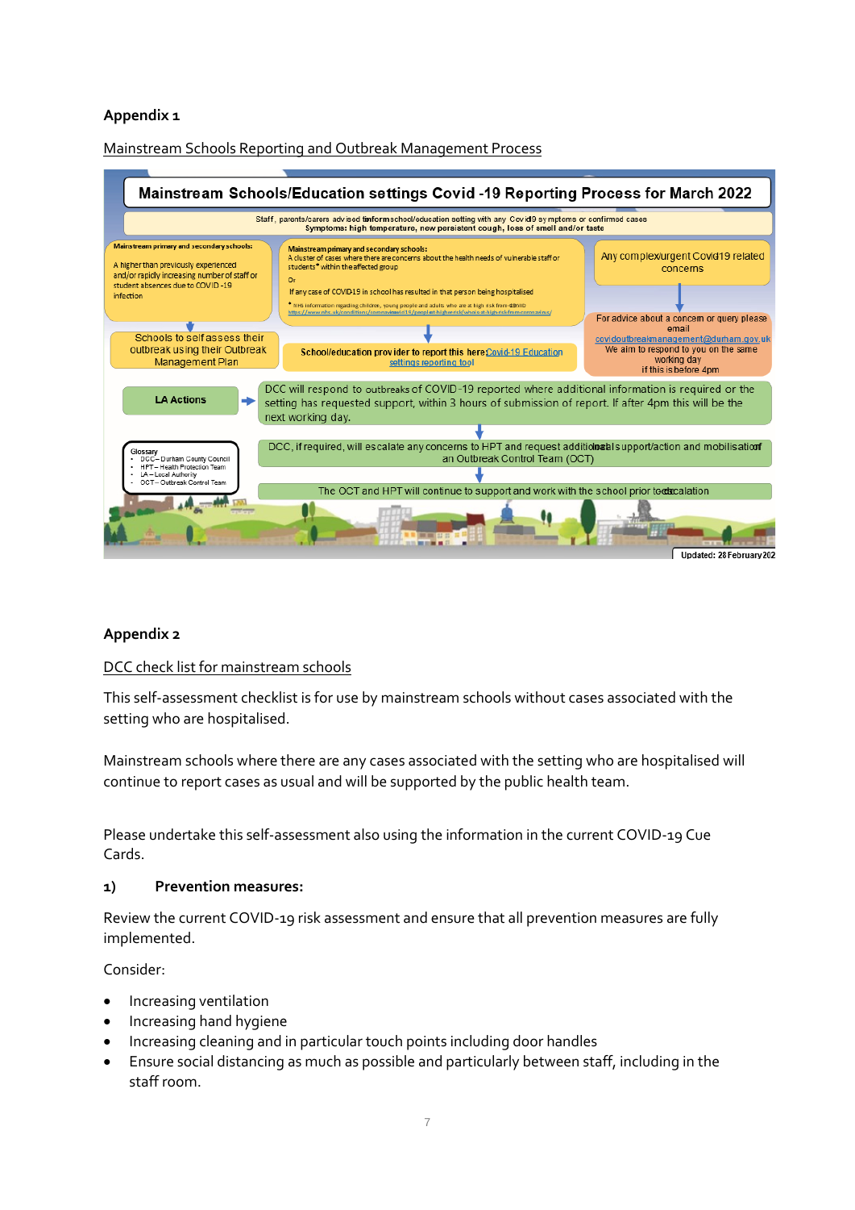**Appendix 1**

Mainstream Schools Reporting and Outbreak Management Process

**Mainstream Schools/Education settings Covid -19 Reporting Process for March 2022**

Staff, parents/carers advised to inform school/education setting with any Covid19 symptoms or confirmed cases
Symptoms: high temperature, new persistent cough, loss of smell and/or taste

Mainstream primary and secondary schools:
A higher than previously experienced and/or rapidly increasing number of staff or student absences due to COVID-19 infection

Schools to self assess their outbreak using their Outbreak Management Plan

Mainstream primary and secondary schools:
A cluster of cases where there are concerns about the health needs of vulnerable staff or students* within the affected group
Or
If any case of COVID19 in school has resulted in that person being hospitalised

* NHS information regarding children, young people and adults who are at high risk from COVID https://www.nhs.uk/conditions/coronavirus-covid-19/people-at-higher-risk/whos-at-higher-risk-from-coronavirus/

School/education provider to report this here Covid-19 Education settings reporting tool

Any complex/urgent Covid19 related concerns

For advice about a concern or query please email covidoutbreakmanagement@durham.gov.uk
We aim to respond to you on the same working day if this is before 4pm

LA Actions

DCC will respond to outbreaks of COVID-19 reported where additional information is required or the setting has requested support, within 3 hours of submission of report. If after 4pm this will be the next working day.

DCC, if required, will escalate any concerns to HPT and request additional local support/action and mobilisation of an Outbreak Control Team (OCT)

The OCT and HPT will continue to support and work with the school prior to de-escalation

Glossary
- DCC – Durham County Council
- HPT – Health Protection Team
- LA – Local Authority
- OCT – Outbreak Control Team

Updated: 28 February 2022

**Appendix 2**

DCC check list for mainstream schools

This self-assessment checklist is for use by mainstream schools without cases associated with the setting who are hospitalised.

Mainstream schools where there are any cases associated with the setting who are hospitalised will continue to report cases as usual and will be supported by the public health team.

Please undertake this self-assessment also using the information in the current COVID-19 Cue Cards.

**1) Prevention measures:**

Review the current COVID-19 risk assessment and ensure that all prevention measures are fully implemented.

Consider:

- Increasing ventilation
- Increasing hand hygiene
- Increasing cleaning and in particular touch points including door handles
- Ensure social distancing as much as possible and particularly between staff, including in the staff room.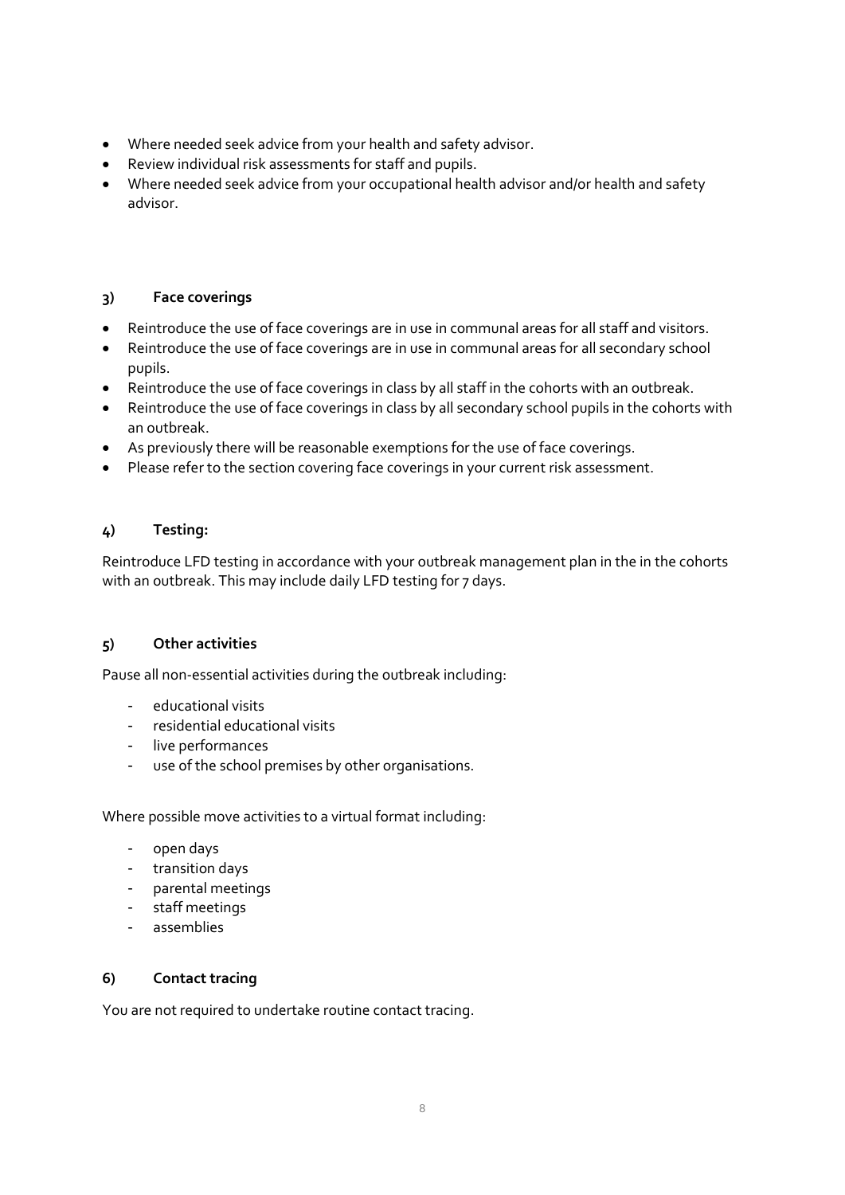- Where needed seek advice from your health and safety advisor.
- Review individual risk assessments for staff and pupils.
- Where needed seek advice from your occupational health advisor and/or health and safety advisor.

### 3) Face coverings

- Reintroduce the use of face coverings are in use in communal areas for all staff and visitors.
- Reintroduce the use of face coverings are in use in communal areas for all secondary school pupils.
- Reintroduce the use of face coverings in class by all staff in the cohorts with an outbreak.
- Reintroduce the use of face coverings in class by all secondary school pupils in the cohorts with an outbreak.
- As previously there will be reasonable exemptions for the use of face coverings.
- Please refer to the section covering face coverings in your current risk assessment.

### 4) Testing:

Reintroduce LFD testing in accordance with your outbreak management plan in the in the cohorts with an outbreak. This may include daily LFD testing for 7 days.

### 5) Other activities

Pause all non-essential activities during the outbreak including:

- educational visits
- residential educational visits
- live performances
- use of the school premises by other organisations.

Where possible move activities to a virtual format including:

- open days
- transition days
- parental meetings
- staff meetings
- assemblies

### 6) Contact tracing

You are not required to undertake routine contact tracing.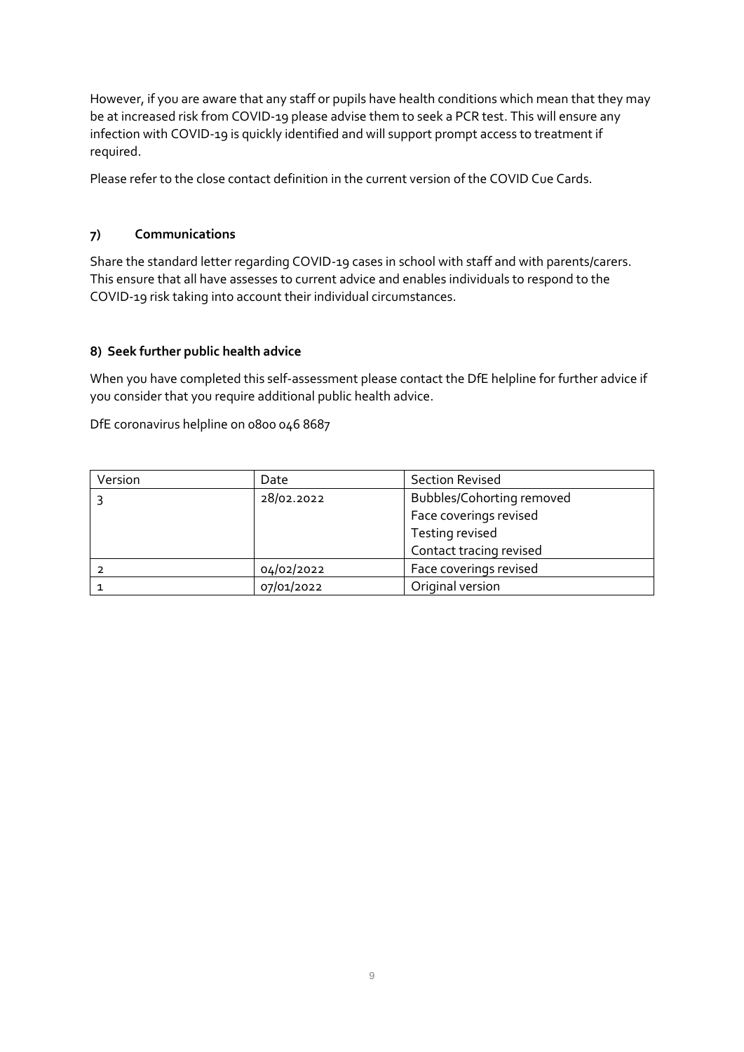However, if you are aware that any staff or pupils have health conditions which mean that they may be at increased risk from COVID-19 please advise them to seek a PCR test. This will ensure any infection with COVID-19 is quickly identified and will support prompt access to treatment if required.

Please refer to the close contact definition in the current version of the COVID Cue Cards.

## 7) Communications

Share the standard letter regarding COVID-19 cases in school with staff and with parents/carers. This ensure that all have assesses to current advice and enables individuals to respond to the COVID-19 risk taking into account their individual circumstances.

## 8) Seek further public health advice

When you have completed this self-assessment please contact the DfE helpline for further advice if you consider that you require additional public health advice.

DfE coronavirus helpline on 0800 046 8687

| Version | Date | Section Revised |
|---|---|---|
| 3 | 28/02.2022 | Bubbles/Cohorting removed<br>Face coverings revised<br>Testing revised<br>Contact tracing revised |
| 2 | 04/02/2022 | Face coverings revised |
| 1 | 07/01/2022 | Original version |